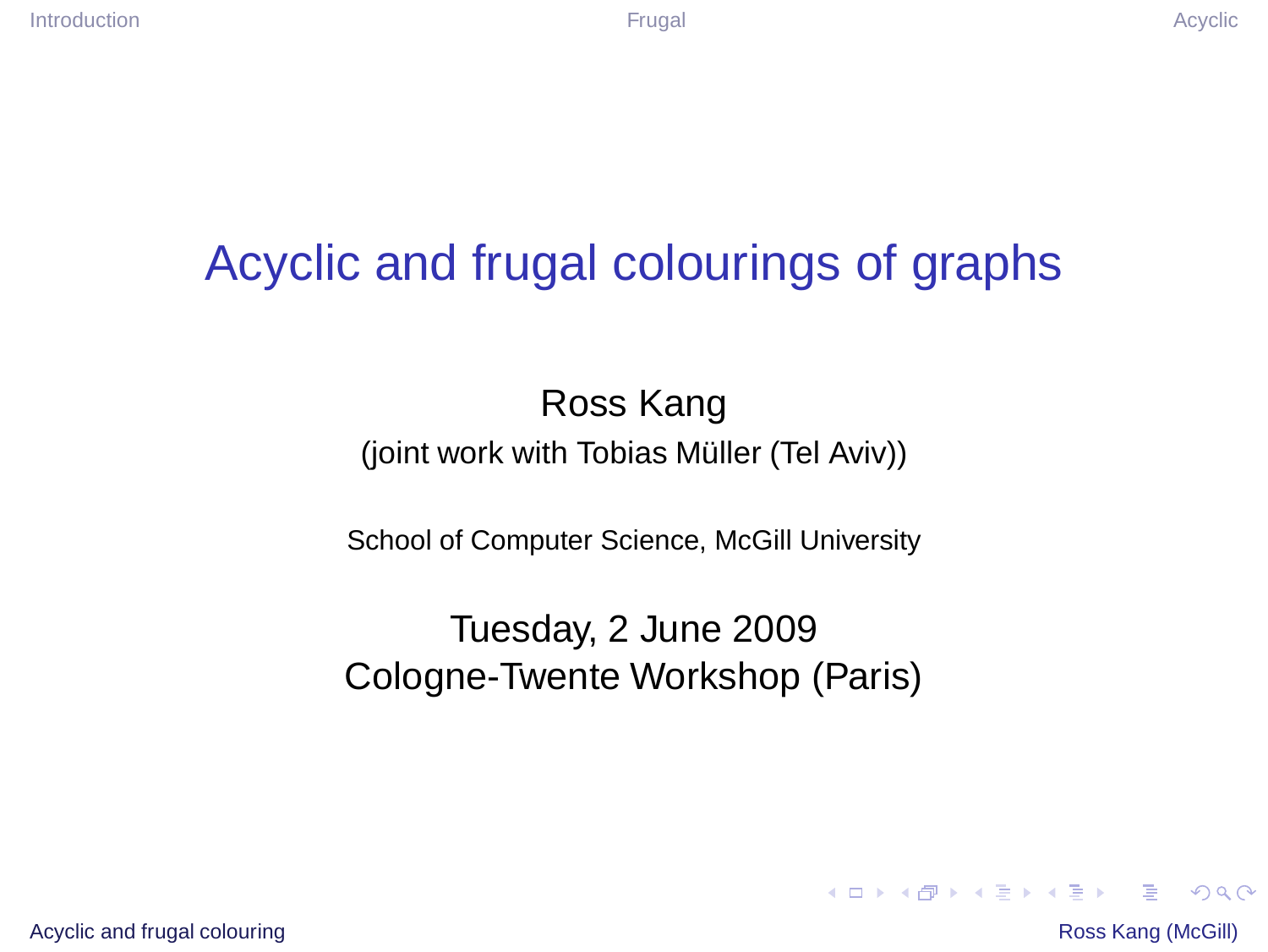# Acyclic and frugal colourings of graphs

Ross Kang

(joint work with Tobias Müller (Tel Aviv))

School of Computer Science, McGill University

Tuesday, 2 June 2009

Cologne-Twente Workshop (Paris)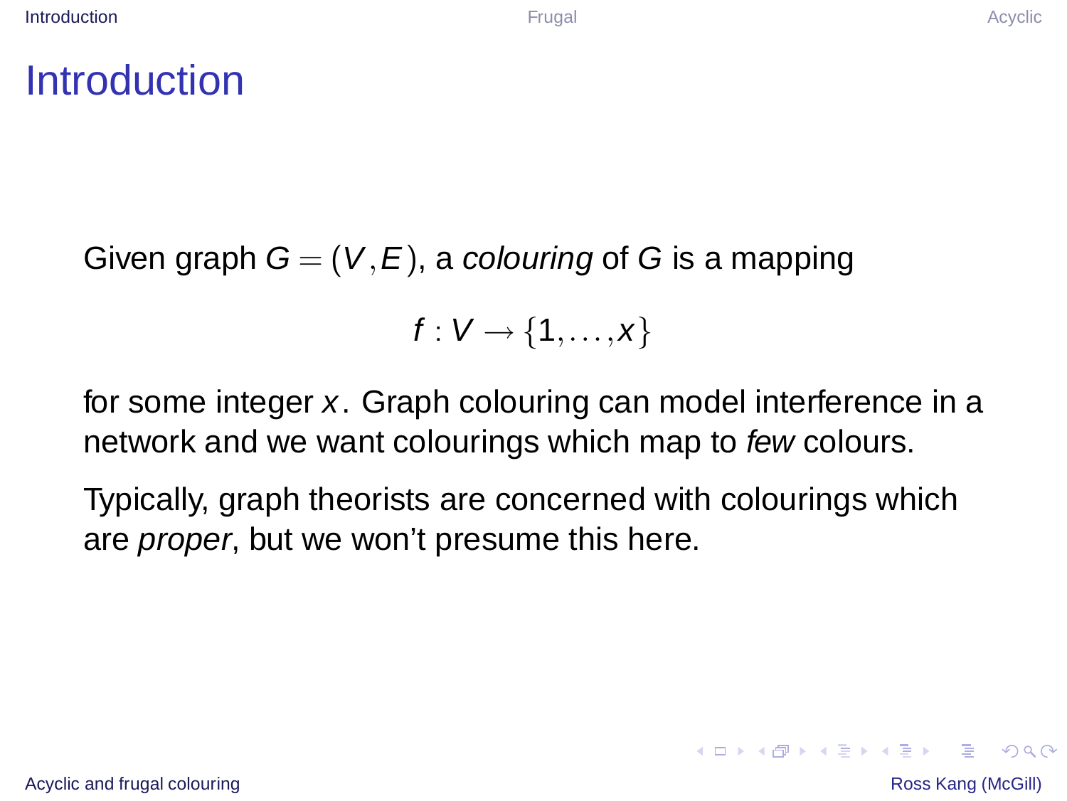# Introduction

Given graph $G = (V, E)$, a *colouring* of $G$ is a mapping

$$f : V \to \{1, \ldots, x\}$$

for some integer $x$. Graph colouring can model interference in a network and we want colourings which map to *few* colours.

Typically, graph theorists are concerned with colourings which are *proper*, but we won't presume this here.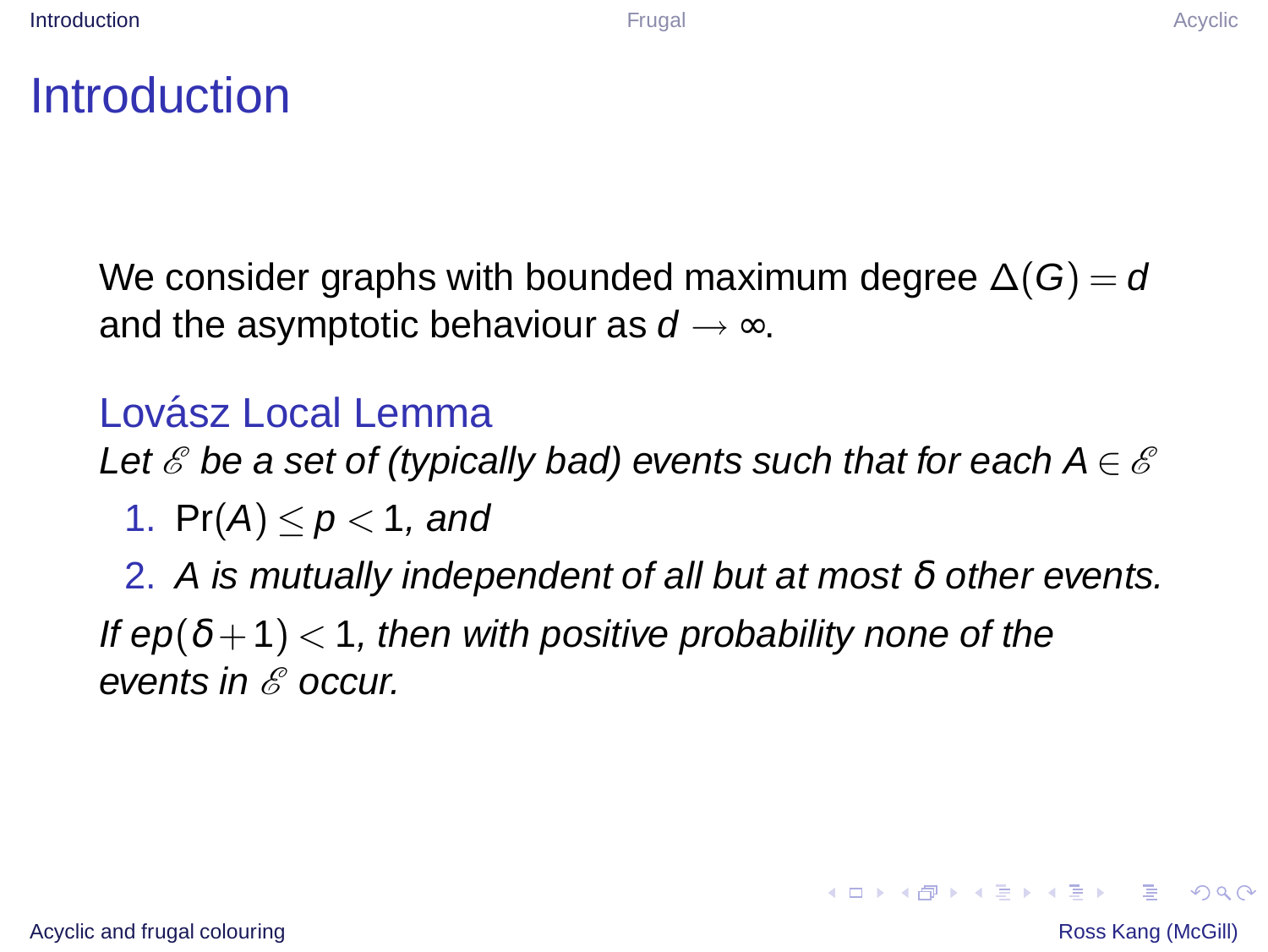# Introduction

We consider graphs with bounded maximum degree $\Delta(G) = d$ and the asymptotic behaviour as $d \to \infty$.

## Lovász Local Lemma

*Let $\mathscr{E}$ be a set of (typically bad) events such that for each $A \in \mathscr{E}$*

1. $\Pr(A) \leq p < 1$, *and*
2. *$A$ is mutually independent of all but at most $\delta$ other events.*

*If $ep(\delta + 1) < 1$, then with positive probability none of the events in $\mathscr{E}$ occur.*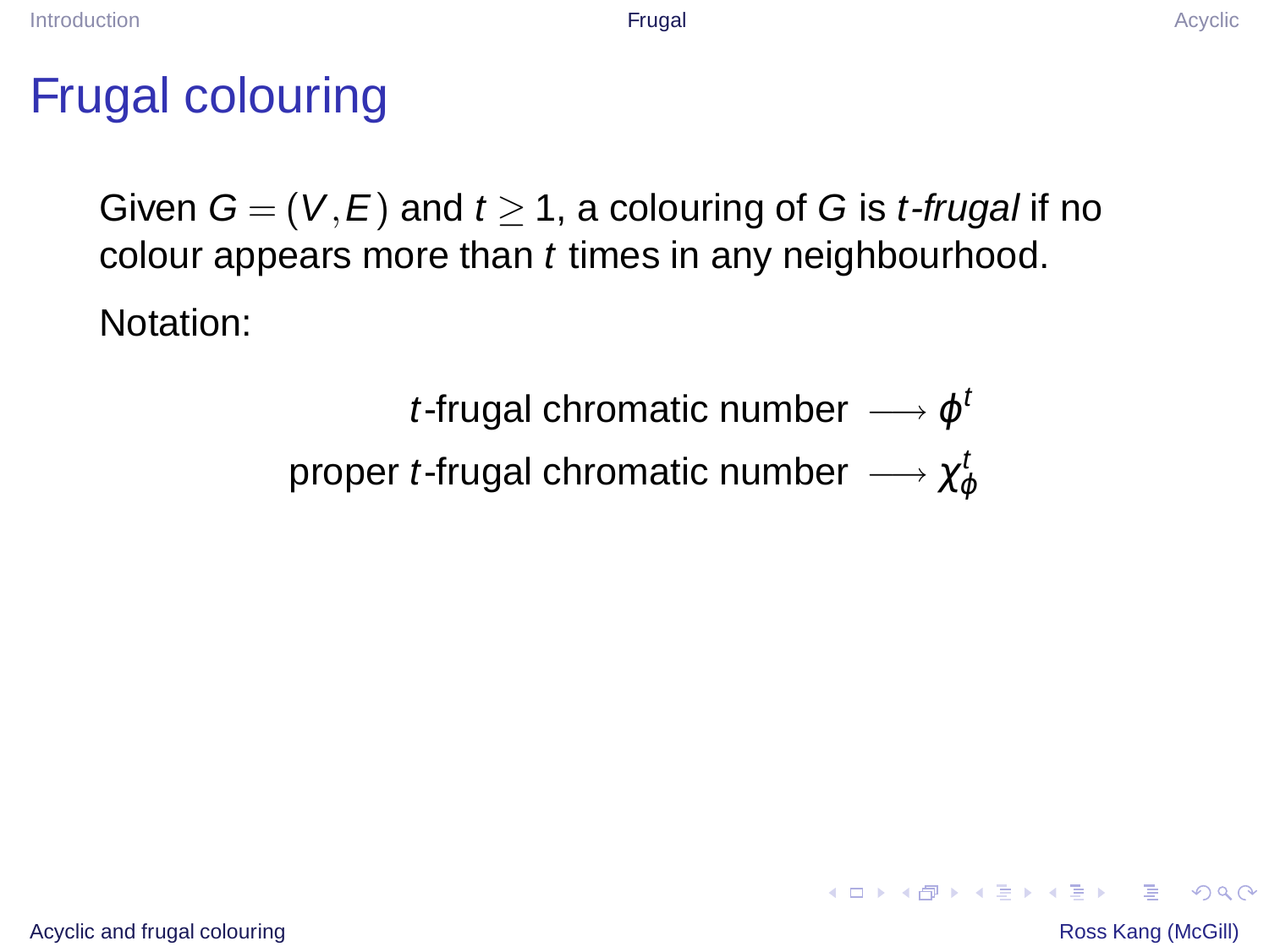# Frugal colouring

Given $G = (V, E)$ and $t \geq 1$, a colouring of $G$ is $t$*-frugal* if no colour appears more than $t$ times in any neighbourhood.

Notation:

$$
\begin{aligned}
t\text{-frugal chromatic number} &\longrightarrow \phi^t \\
\text{proper } t\text{-frugal chromatic number} &\longrightarrow \chi_\phi^t
\end{aligned}
$$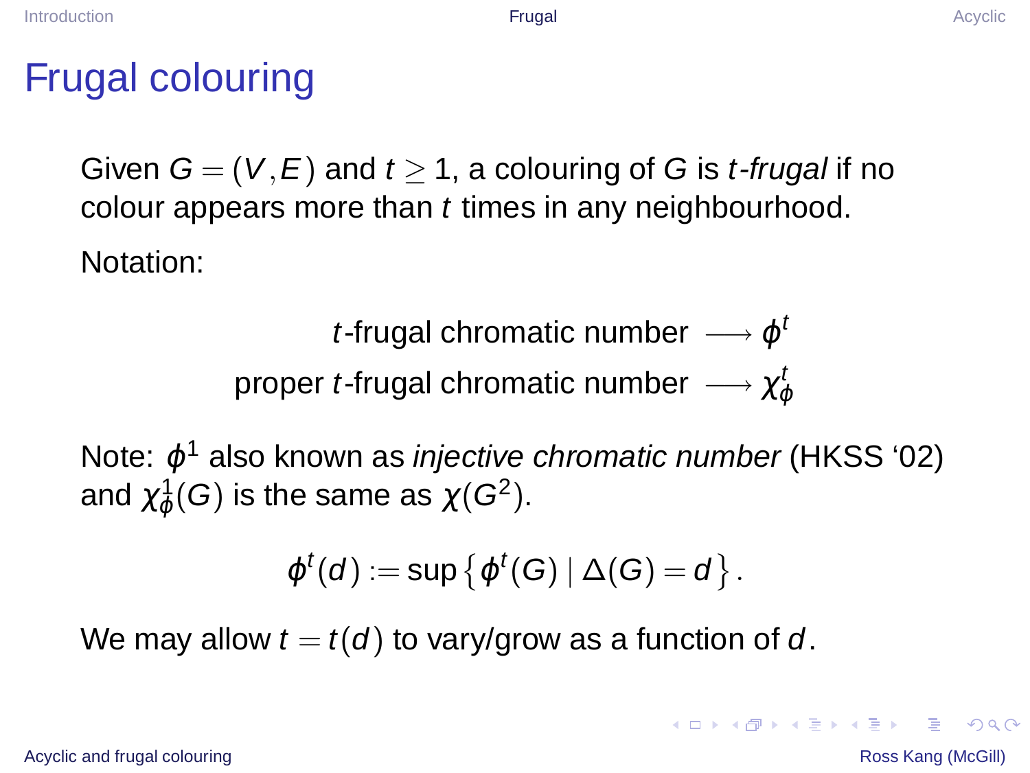# Frugal colouring

Given $G = (V, E)$ and $t \geq 1$, a colouring of $G$ is *$t$-frugal* if no colour appears more than $t$ times in any neighbourhood.

Notation:

$$t\text{-frugal chromatic number} \longrightarrow \phi^t$$

$$\text{proper } t\text{-frugal chromatic number} \longrightarrow \chi_\phi^t$$

Note: $\phi^1$ also known as *injective chromatic number* (HKSS '02) and $\chi_\phi^1(G)$ is the same as $\chi(G^2)$.

$$\phi^t(d) := \sup \left\{ \phi^t(G) \mid \Delta(G) = d \right\}.$$

We may allow $t = t(d)$ to vary/grow as a function of $d$.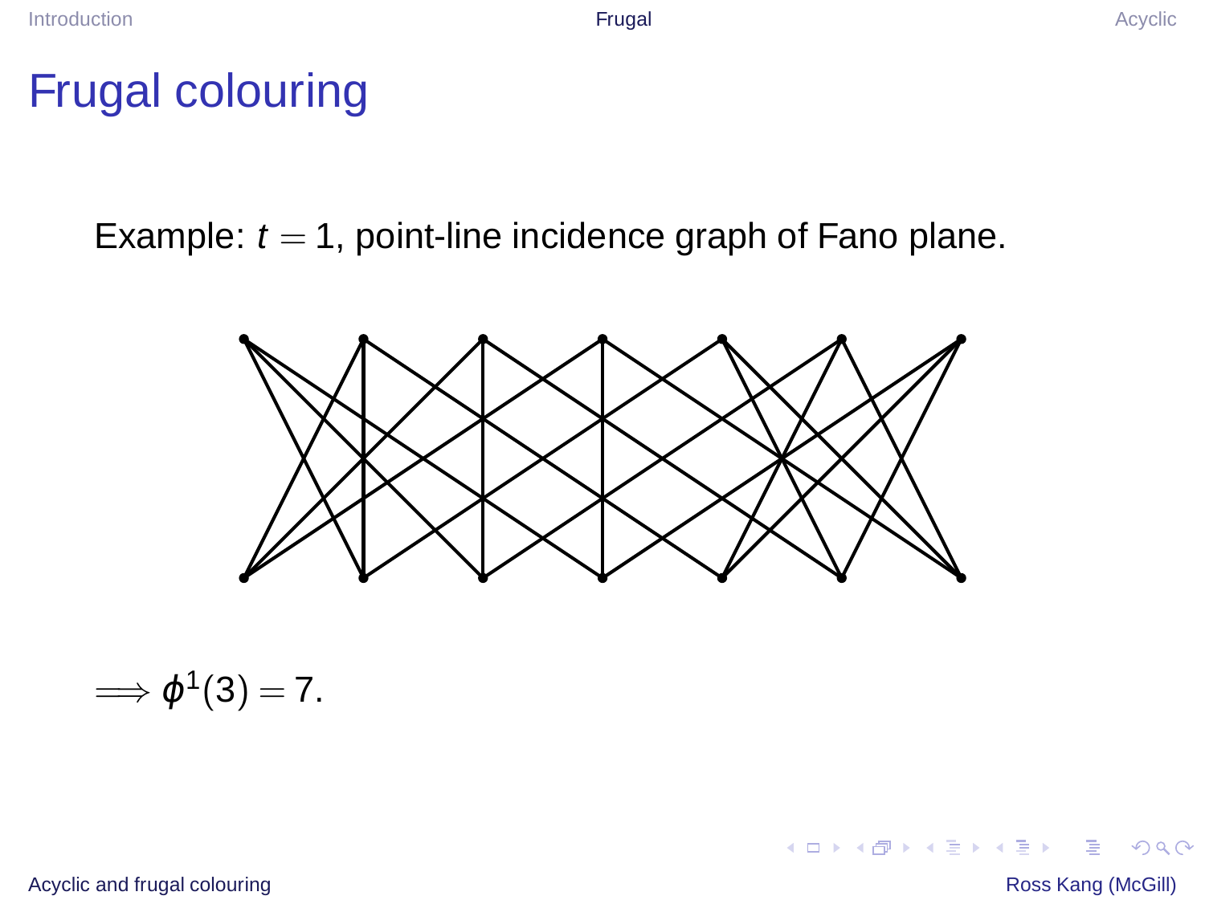# Frugal colouring

Example: $t = 1$, point-line incidence graph of Fano plane.

$\Longrightarrow \phi^1(3) = 7.$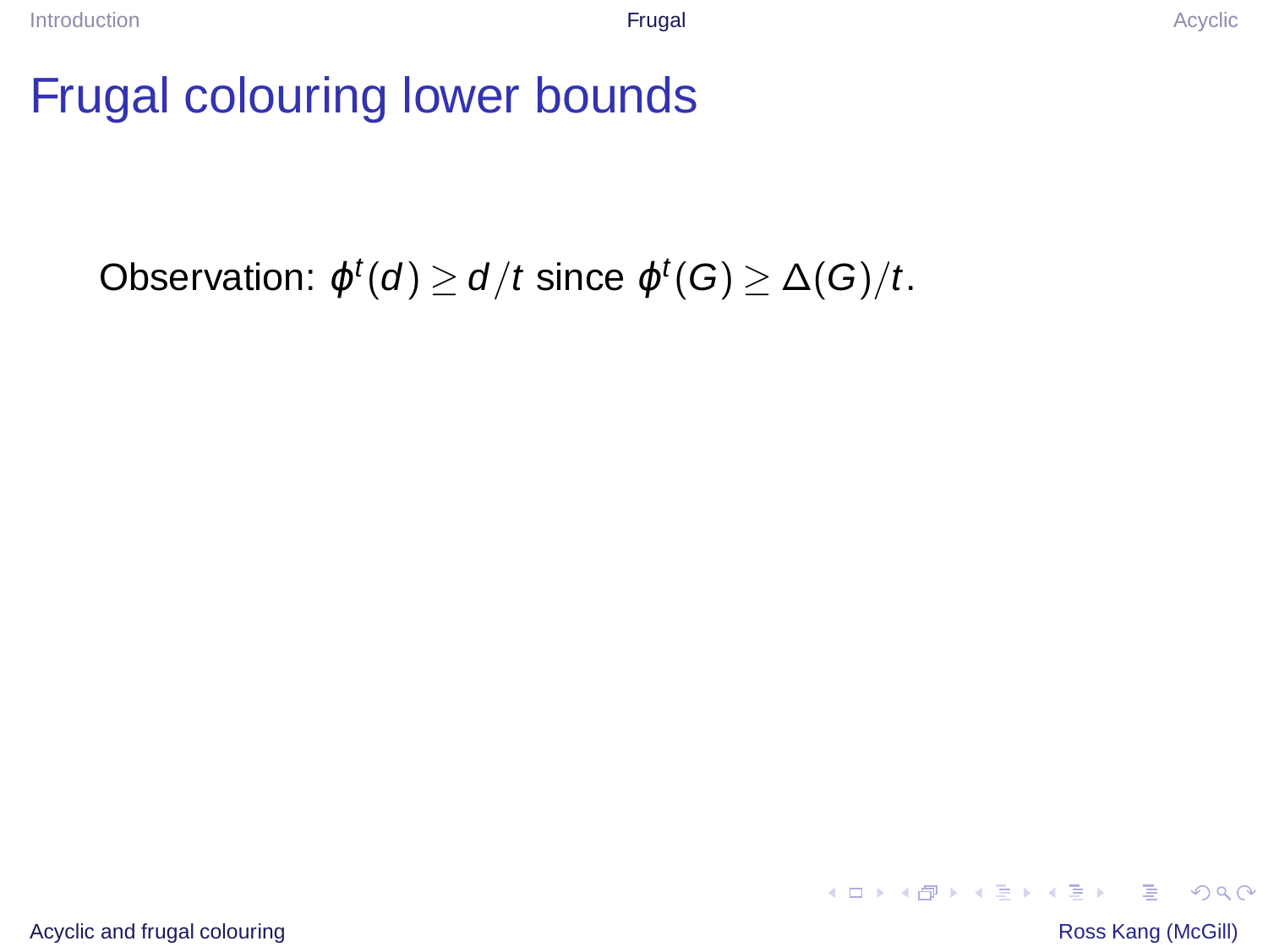# Frugal colouring lower bounds

Observation: $\phi^t(d) \geq d/t$ since $\phi^t(G) \geq \Delta(G)/t$.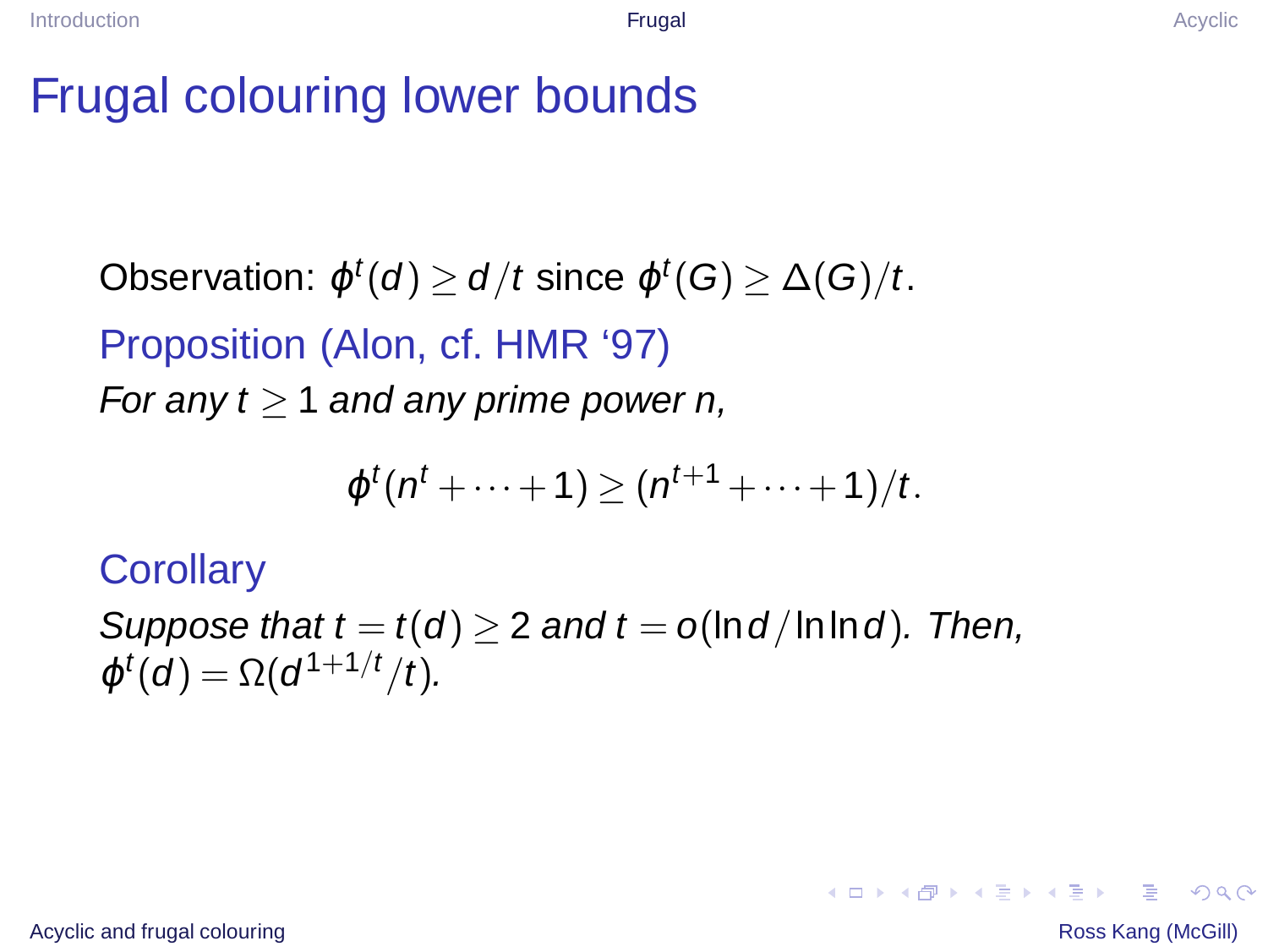# Frugal colouring lower bounds

Observation: $\phi^t(d) \geq d/t$ since $\phi^t(G) \geq \Delta(G)/t$.

**Proposition (Alon, cf. HMR '97)**

*For any $t \geq 1$ and any prime power $n$,*

$$\phi^t(n^t + \cdots + 1) \geq (n^{t+1} + \cdots + 1)/t.$$

**Corollary**

*Suppose that $t = t(d) \geq 2$ and $t = o(\ln d / \ln \ln d)$. Then, $\phi^t(d) = \Omega(d^{1+1/t}/t)$.*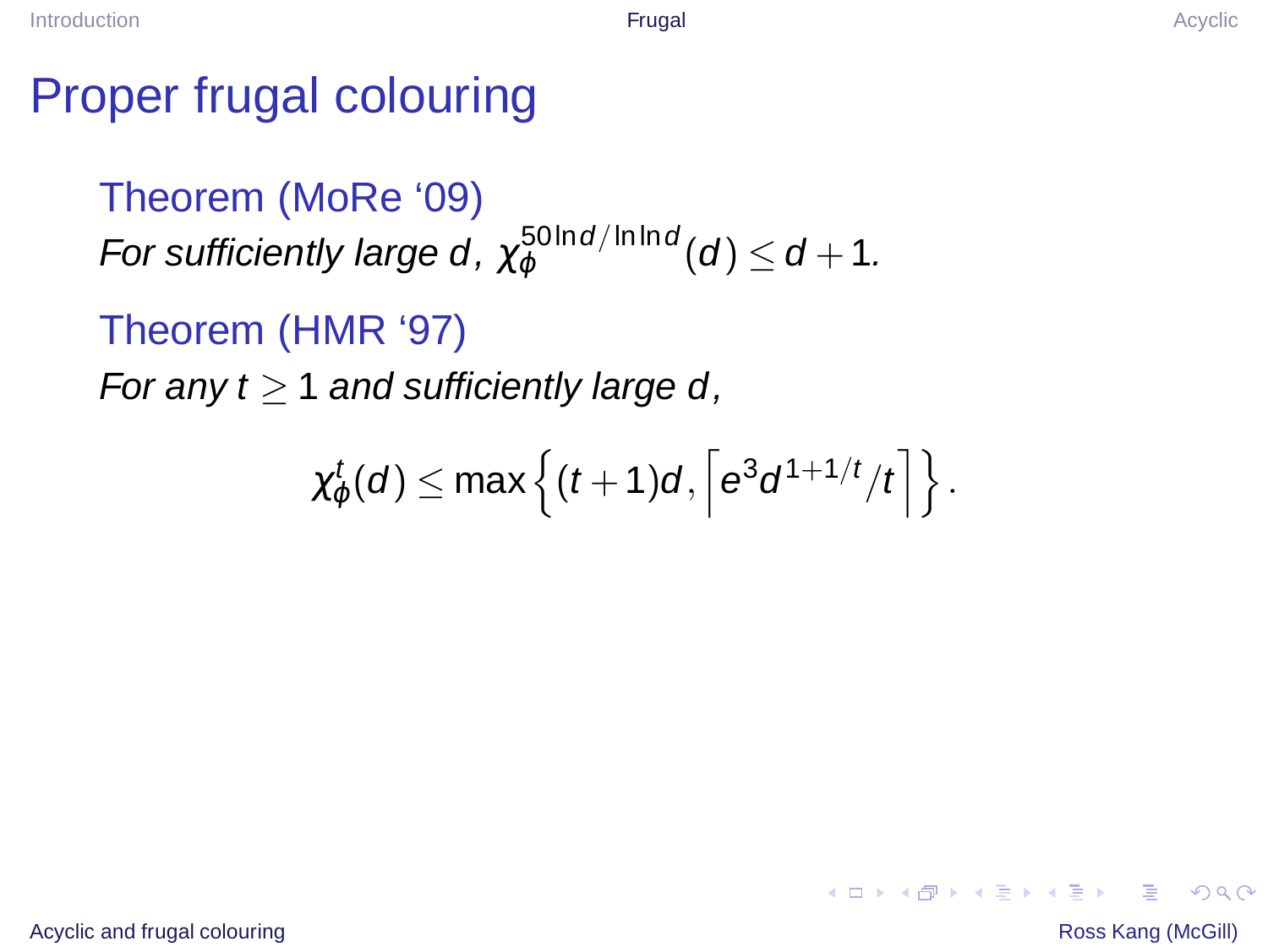# Proper frugal colouring

**Theorem (MoRe '09)**

*For sufficiently large $d$, $\chi_\phi^{50\ln d/\ln\ln d}(d) \le d+1$.*

**Theorem (HMR '97)**

*For any $t \ge 1$ and sufficiently large $d$,*

$$\chi_\phi^t(d) \le \max\left\{(t+1)d, \left\lceil e^3 d^{1+1/t}/t \right\rceil\right\}.$$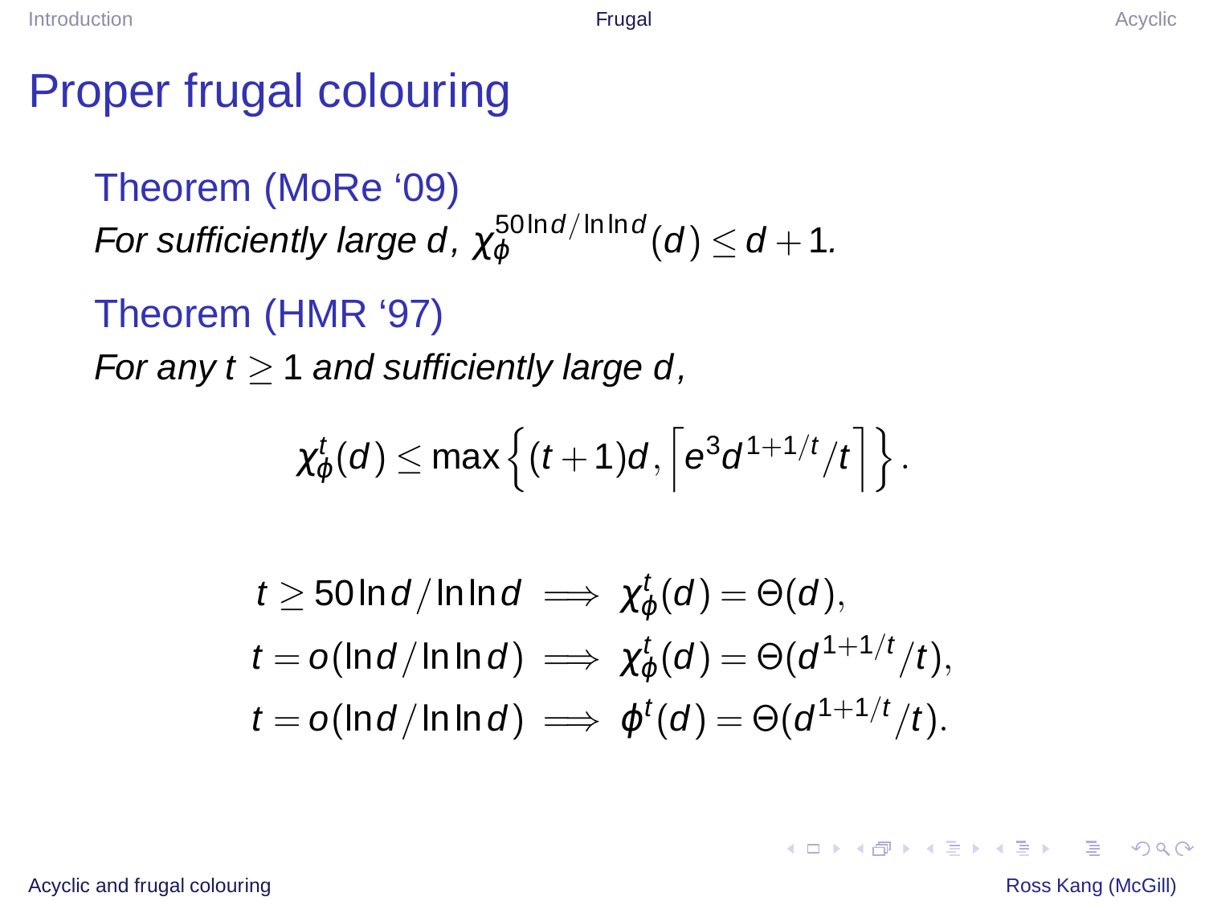# Proper frugal colouring

**Theorem (MoRe '09)**

*For sufficiently large $d$, $\chi_\phi^{50\ln d/\ln\ln d}(d) \le d+1$.*

**Theorem (HMR '97)**

*For any $t \ge 1$ and sufficiently large $d$,*

$$\chi_\phi^t(d) \le \max\left\{(t+1)d, \left\lceil e^3 d^{1+1/t}/t \right\rceil\right\}.$$

$$t \ge 50\ln d/\ln\ln d \implies \chi_\phi^t(d) = \Theta(d),$$

$$t = o(\ln d/\ln\ln d) \implies \chi_\phi^t(d) = \Theta(d^{1+1/t}/t),$$

$$t = o(\ln d/\ln\ln d) \implies \phi^t(d) = \Theta(d^{1+1/t}/t).$$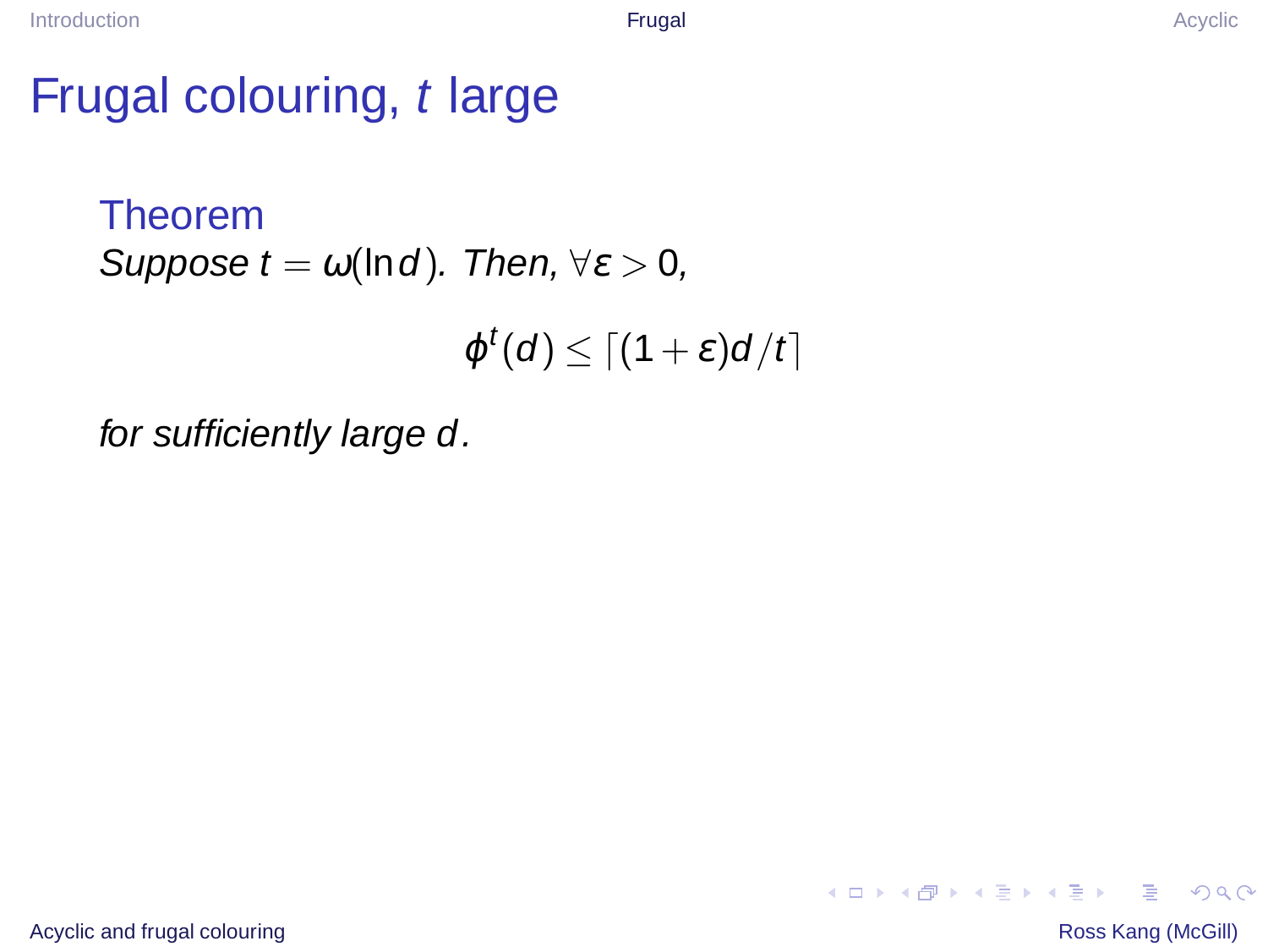# Frugal colouring, $t$ large

### Theorem

*Suppose* $t = \omega(\ln d)$. *Then,* $\forall \varepsilon > 0$,

$$\phi^t(d) \leq \lceil (1+\varepsilon)d/t \rceil$$

*for sufficiently large* $d$.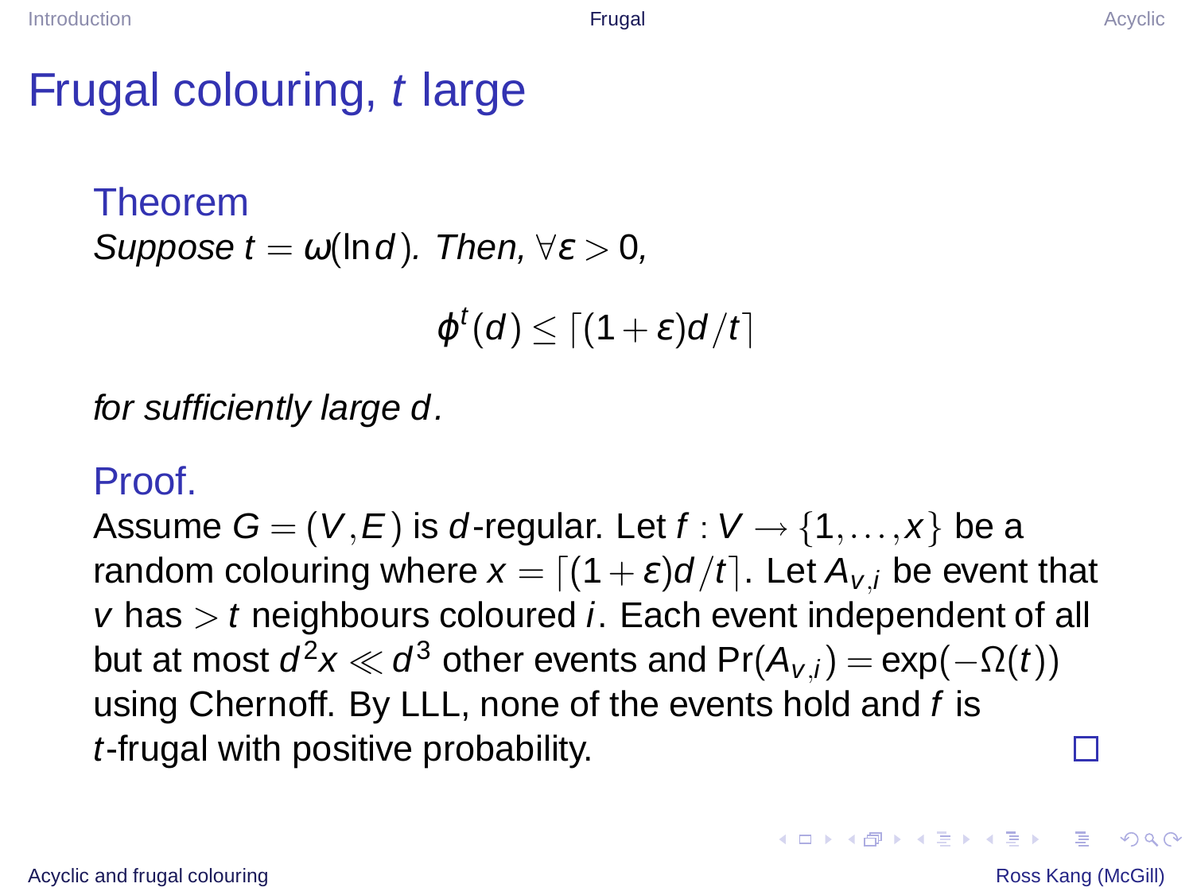# Frugal colouring, $t$ large

**Theorem**

*Suppose $t = \omega(\ln d)$. Then, $\forall \varepsilon > 0$,*

$$\phi^t(d) \leq \lceil (1+\varepsilon)d/t \rceil$$

*for sufficiently large $d$.*

**Proof.**

Assume $G = (V, E)$ is $d$-regular. Let $f : V \to \{1, \ldots, x\}$ be a random colouring where $x = \lceil (1+\varepsilon)d/t \rceil$. Let $A_{v,i}$ be event that $v$ has $> t$ neighbours coloured $i$. Each event independent of all but at most $d^2x \ll d^3$ other events and $\Pr(A_{v,i}) = \exp(-\Omega(t))$ using Chernoff. By LLL, none of the events hold and $f$ is $t$-frugal with positive probability. □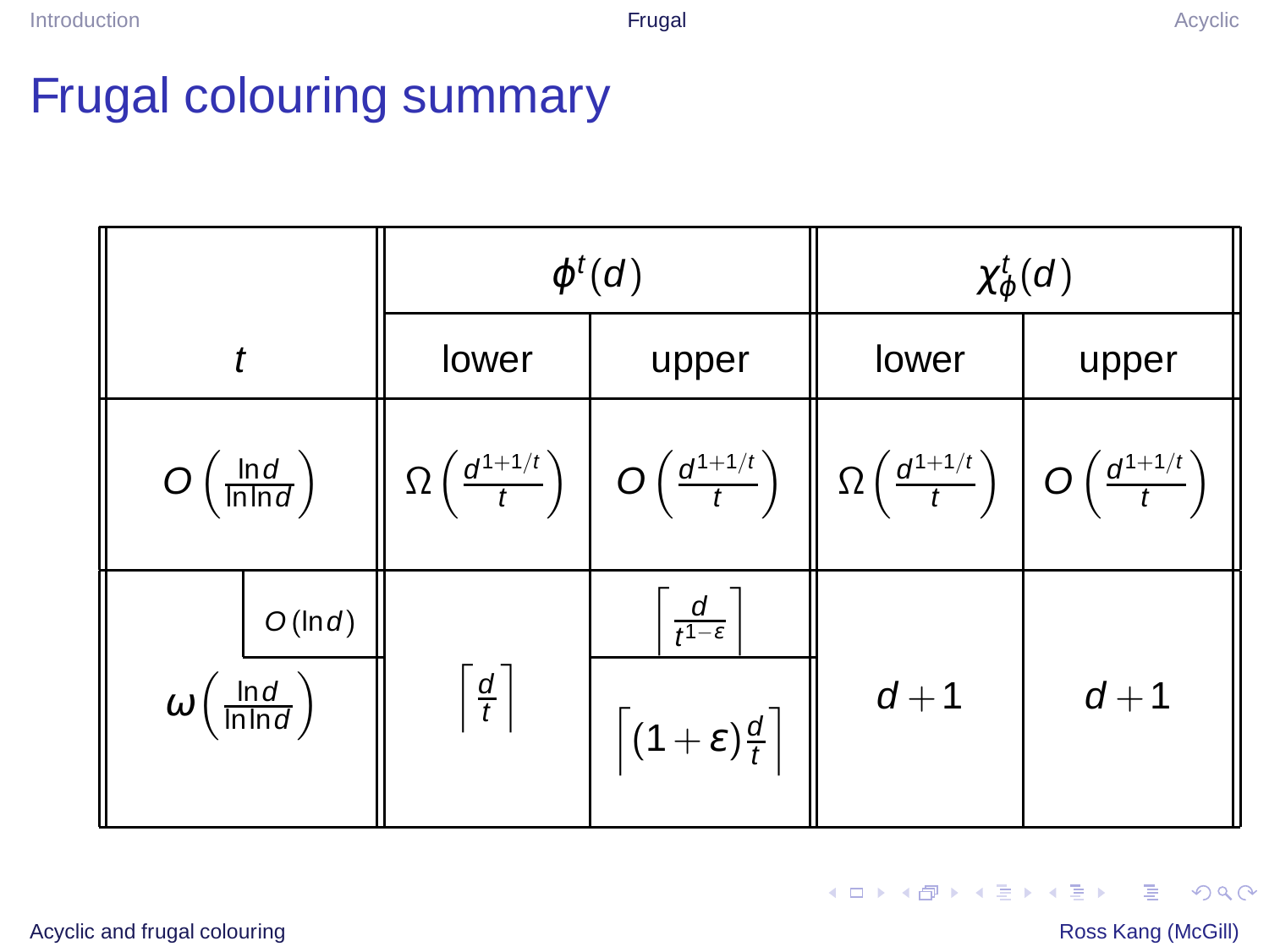# Frugal colouring summary

| $t$ | | $\phi^t(d)$ lower | $\phi^t(d)$ upper | $\chi^t_\phi(d)$ lower | $\chi^t_\phi(d)$ upper |
|---|---|---|---|---|---|
| $O\left(\frac{\ln d}{\ln \ln d}\right)$ | | $\Omega\left(\frac{d^{1+1/t}}{t}\right)$ | $O\left(\frac{d^{1+1/t}}{t}\right)$ | $\Omega\left(\frac{d^{1+1/t}}{t}\right)$ | $O\left(\frac{d^{1+1/t}}{t}\right)$ |
| $\omega\left(\frac{\ln d}{\ln \ln d}\right)$ | $O(\ln d)$ | $\left\lceil \frac{d}{t} \right\rceil$ | $\left\lceil \frac{d}{t^{1-\varepsilon}} \right\rceil$ | $d+1$ | $d+1$ |
| | | | $\left\lceil (1+\varepsilon)\frac{d}{t} \right\rceil$ | | |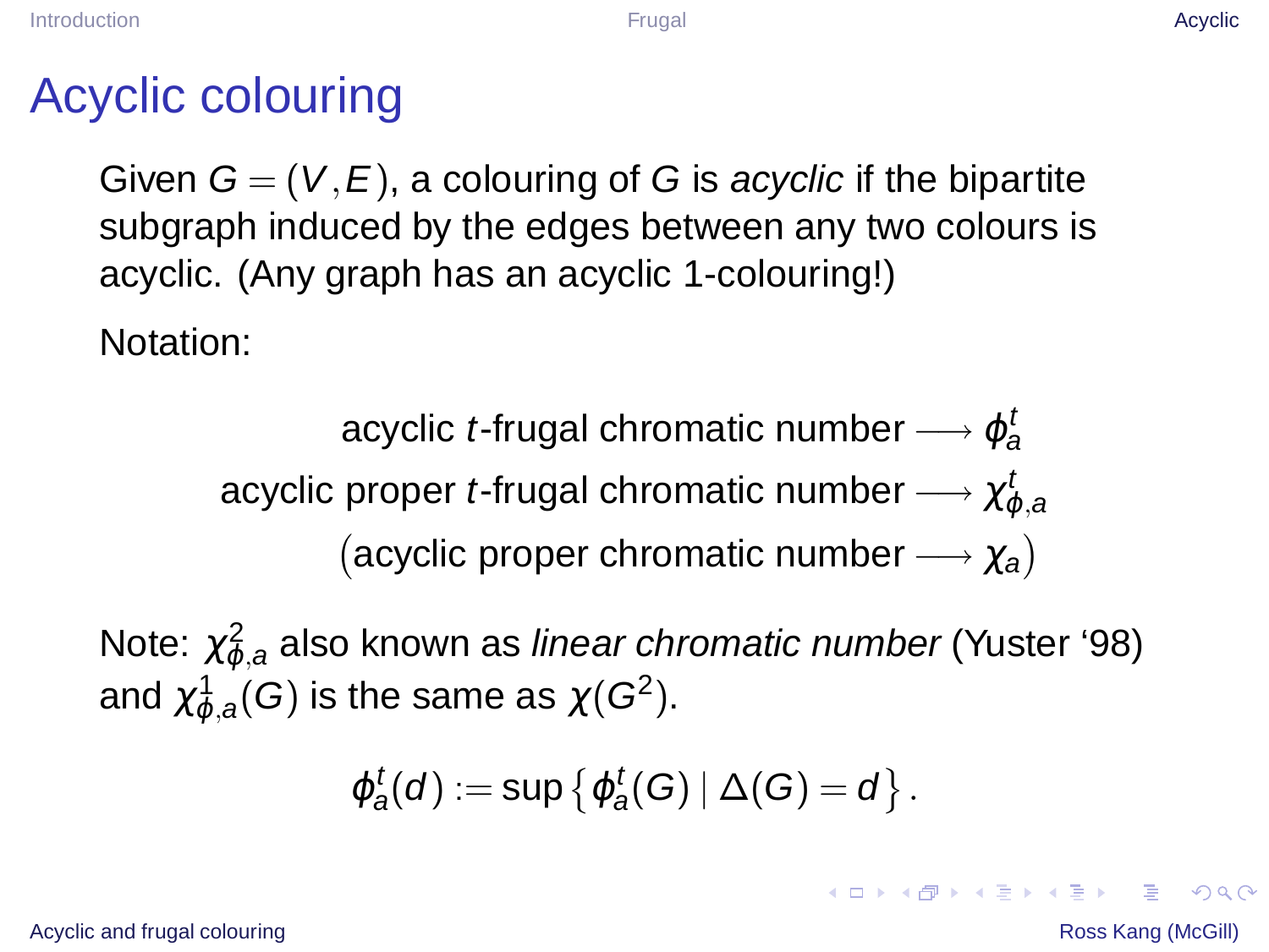# Acyclic colouring

Given $G = (V, E)$, a colouring of $G$ is *acyclic* if the bipartite subgraph induced by the edges between any two colours is acyclic. (Any graph has an acyclic 1-colouring!)

Notation:

$$\text{acyclic } t\text{-frugal chromatic number} \longrightarrow \phi_a^t$$

$$\text{acyclic proper } t\text{-frugal chromatic number} \longrightarrow \chi_{\phi,a}^t$$

$$\big(\text{acyclic proper chromatic number} \longrightarrow \chi_a\big)$$

Note: $\chi_{\phi,a}^2$ also known as *linear chromatic number* (Yuster '98) and $\chi_{\phi,a}^1(G)$ is the same as $\chi(G^2)$.

$$\phi_a^t(d) := \sup\left\{\phi_a^t(G) \mid \Delta(G) = d\right\}.$$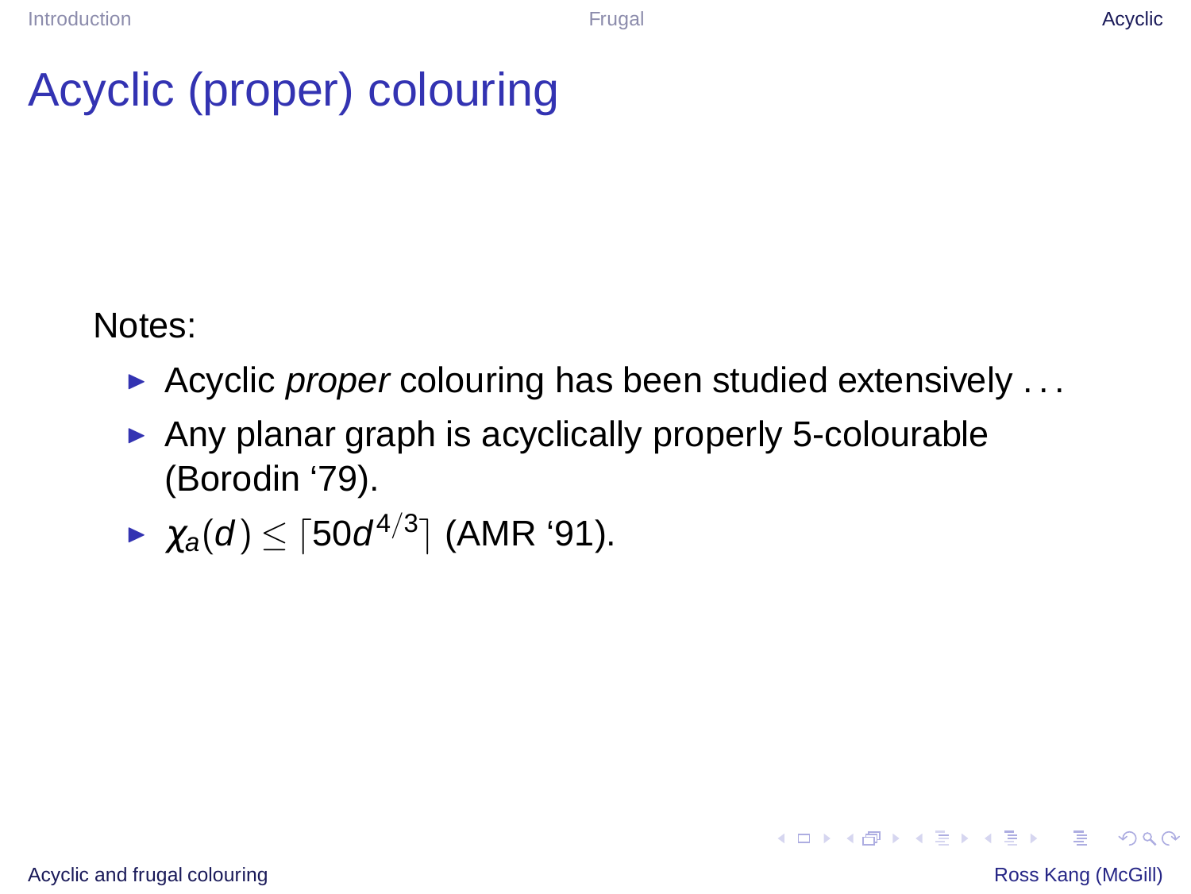# Acyclic (proper) colouring

Notes:

- Acyclic *proper* colouring has been studied extensively . . .
- Any planar graph is acyclically properly 5-colourable (Borodin '79).
- $\chi_a(d) \leq \lceil 50d^{4/3} \rceil$ (AMR '91).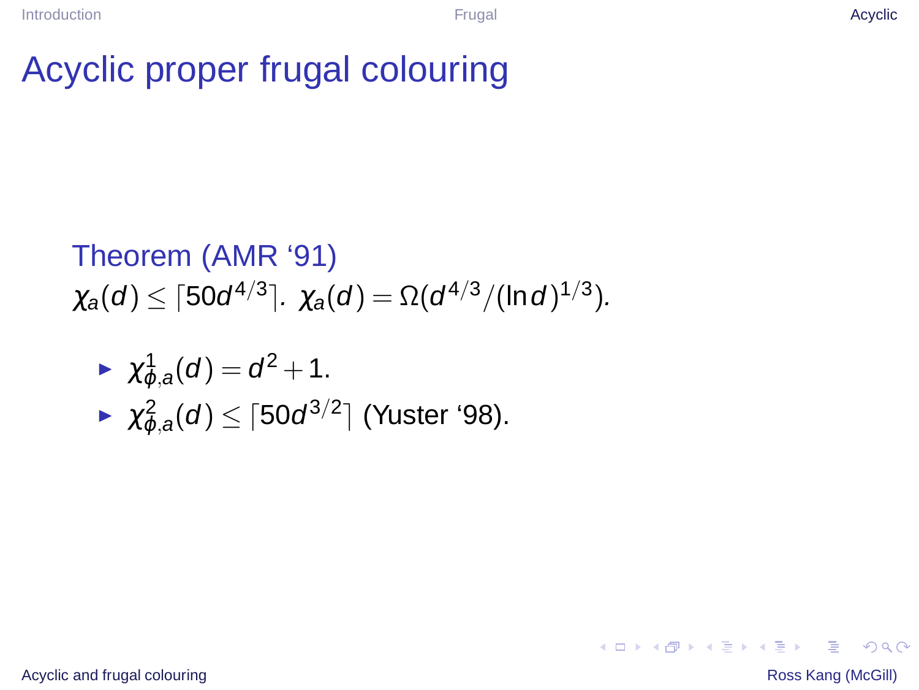# Acyclic proper frugal colouring

**Theorem (AMR '91)**

$\chi_a(d) \leq \lceil 50 d^{4/3} \rceil$. $\chi_a(d) = \Omega(d^{4/3}/(\ln d)^{1/3})$.

- $\chi^1_{\phi,a}(d) = d^2 + 1$.
- $\chi^2_{\phi,a}(d) \leq \lceil 50 d^{3/2} \rceil$ (Yuster '98).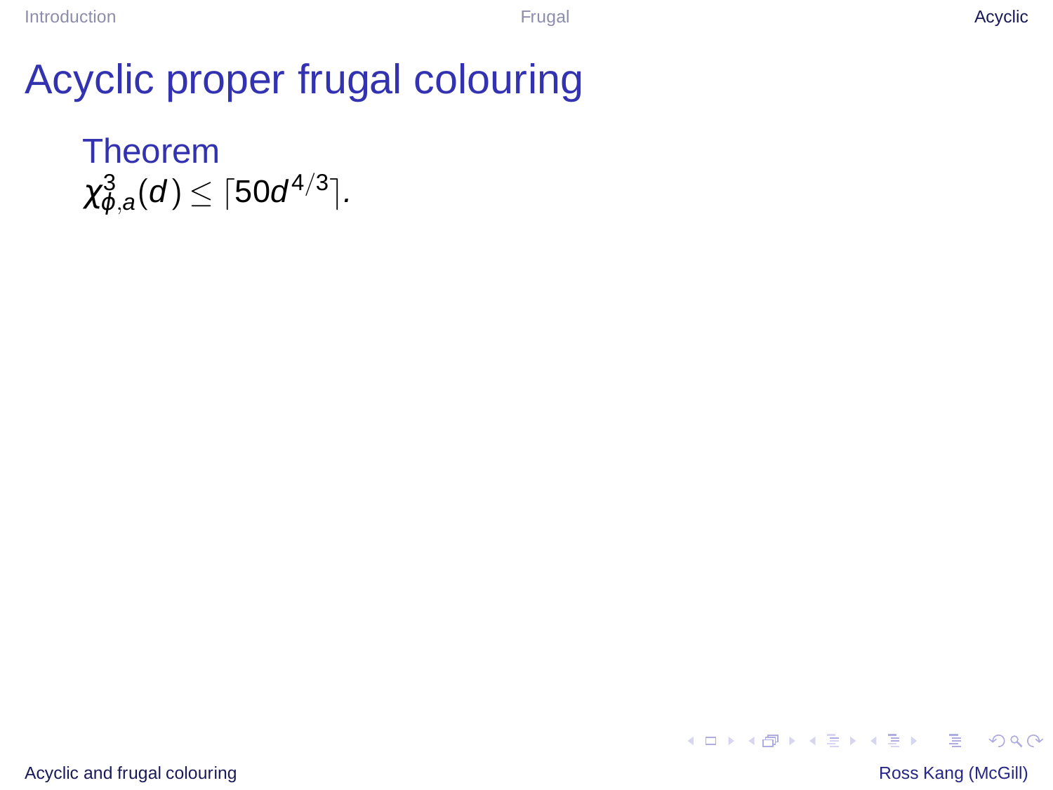# Acyclic proper frugal colouring

**Theorem**

$\chi^3_{\phi,a}(d) \leq \lceil 50 d^{4/3} \rceil$.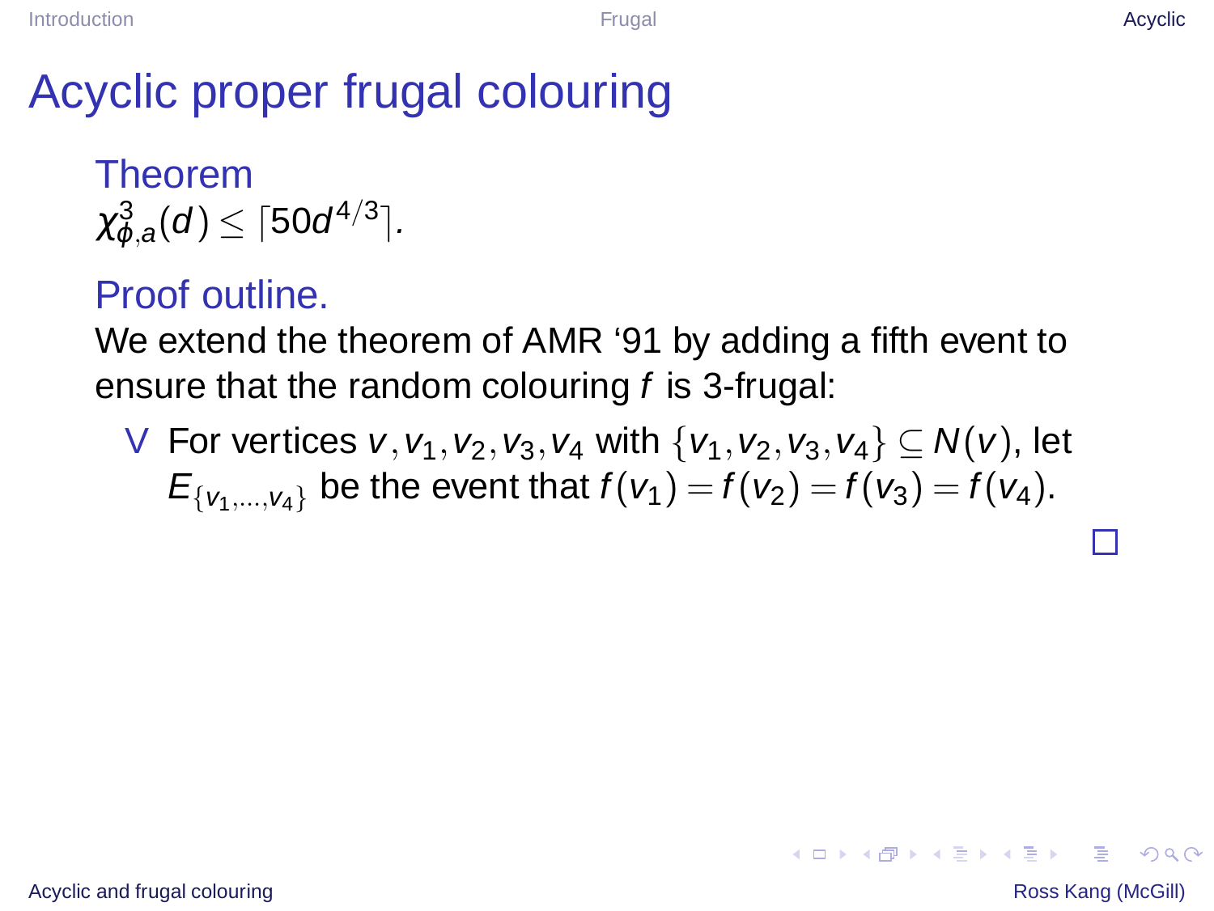# Acyclic proper frugal colouring

**Theorem**

$\chi^3_{\phi,a}(d) \leq \lceil 50 d^{4/3} \rceil$.

**Proof outline.**

We extend the theorem of AMR '91 by adding a fifth event to ensure that the random colouring $f$ is 3-frugal:

V For vertices $v, v_1, v_2, v_3, v_4$ with $\{v_1, v_2, v_3, v_4\} \subseteq N(v)$, let $E_{\{v_1,\ldots,v_4\}}$ be the event that $f(v_1) = f(v_2) = f(v_3) = f(v_4)$.

□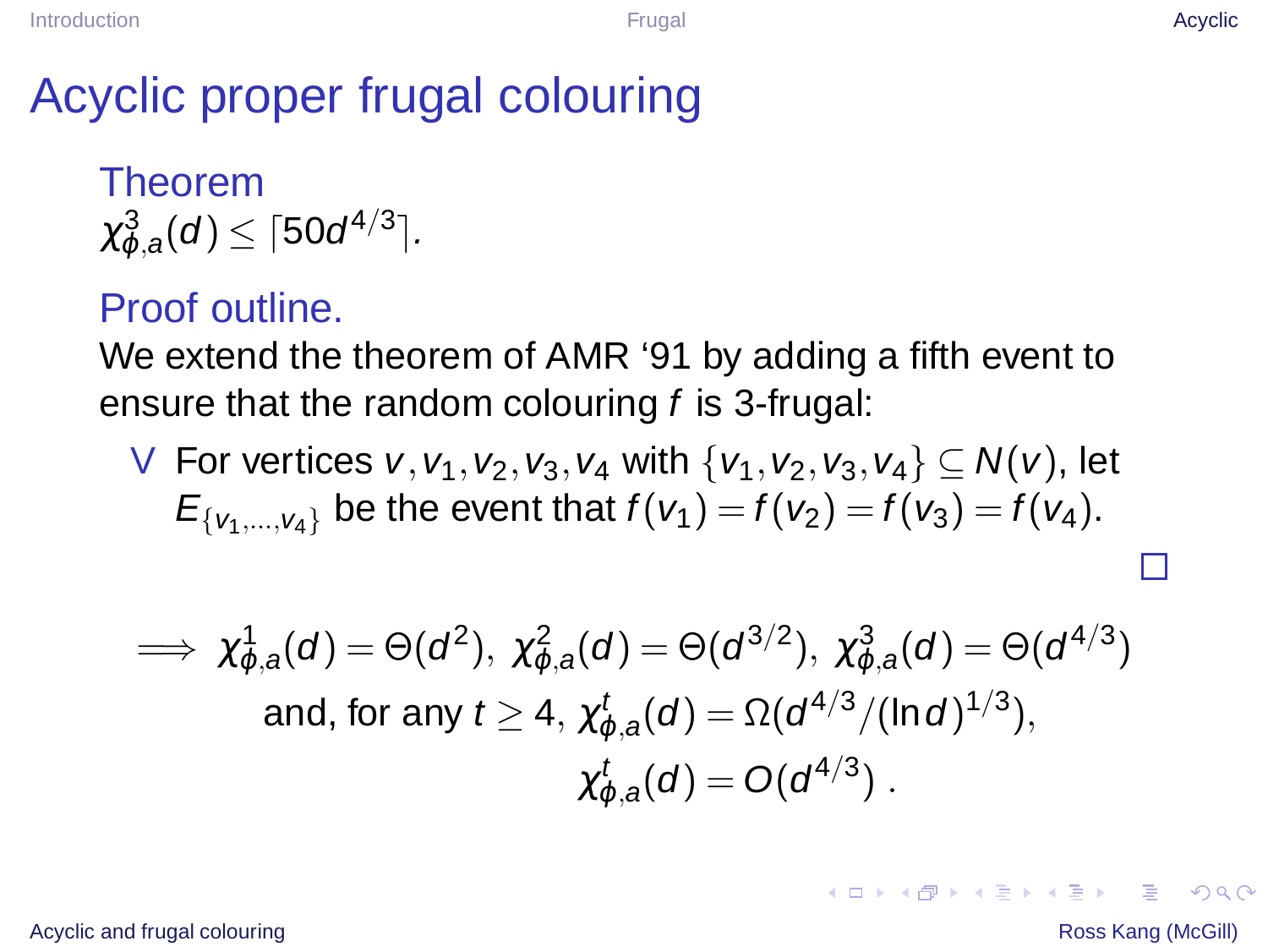# Acyclic proper frugal colouring

**Theorem**

$\chi^3_{\phi,a}(d) \leq \lceil 50d^{4/3} \rceil$.

**Proof outline.**

We extend the theorem of AMR '91 by adding a fifth event to ensure that the random colouring $f$ is 3-frugal:

V For vertices $v, v_1, v_2, v_3, v_4$ with $\{v_1, v_2, v_3, v_4\} \subseteq N(v)$, let $E_{\{v_1,\dots,v_4\}}$ be the event that $f(v_1) = f(v_2) = f(v_3) = f(v_4)$.

□

$$\implies \chi^1_{\phi,a}(d) = \Theta(d^2),\ \chi^2_{\phi,a}(d) = \Theta(d^{3/2}),\ \chi^3_{\phi,a}(d) = \Theta(d^{4/3})$$

and, for any $t \geq 4$, $\chi^t_{\phi,a}(d) = \Omega(d^{4/3}/(\ln d)^{1/3})$,

$$\chi^t_{\phi,a}(d) = O(d^{4/3})\ .$$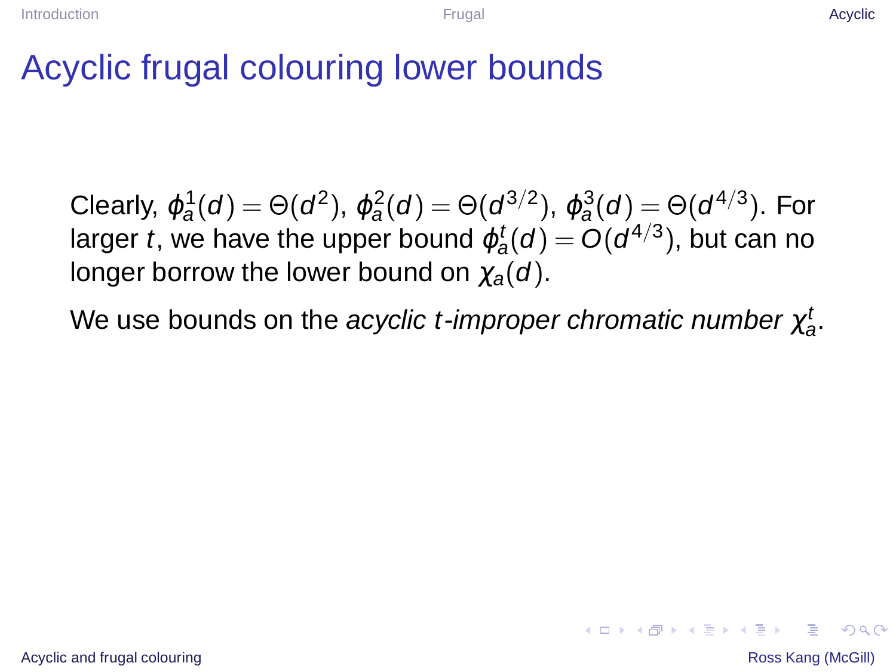# Acyclic frugal colouring lower bounds

Clearly, $\phi_a^1(d) = \Theta(d^2)$, $\phi_a^2(d) = \Theta(d^{3/2})$, $\phi_a^3(d) = \Theta(d^{4/3})$. For larger $t$, we have the upper bound $\phi_a^t(d) = O(d^{4/3})$, but can no longer borrow the lower bound on $\chi_a(d)$.

We use bounds on the *acyclic $t$-improper chromatic number* $\chi_a^t$.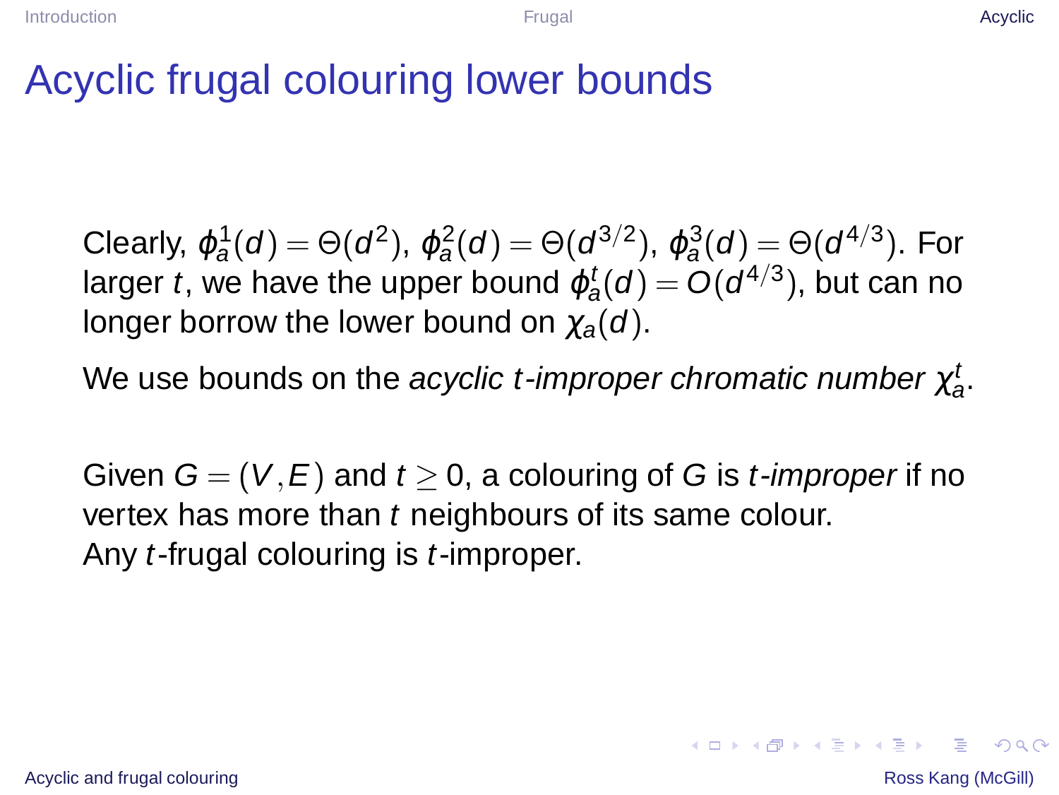# Acyclic frugal colouring lower bounds

Clearly, $\phi_a^1(d) = \Theta(d^2)$, $\phi_a^2(d) = \Theta(d^{3/2})$, $\phi_a^3(d) = \Theta(d^{4/3})$. For larger $t$, we have the upper bound $\phi_a^t(d) = O(d^{4/3})$, but can no longer borrow the lower bound on $\chi_a(d)$.

We use bounds on the *acyclic $t$-improper chromatic number* $\chi_a^t$.

Given $G = (V, E)$ and $t \geq 0$, a colouring of $G$ is *$t$-improper* if no vertex has more than $t$ neighbours of its same colour.
Any $t$-frugal colouring is $t$-improper.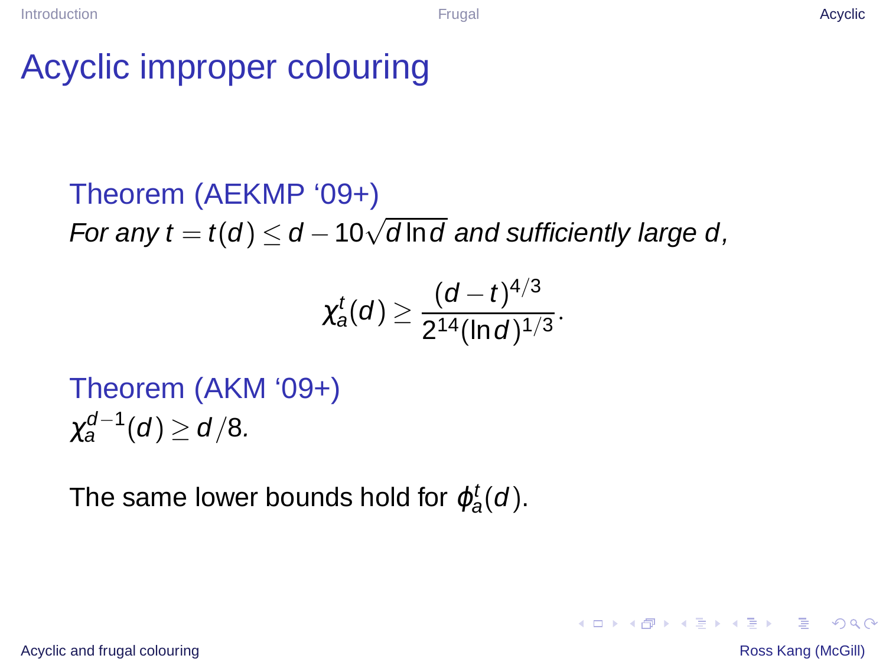# Acyclic improper colouring

**Theorem (AEKMP '09+)**

*For any* $t = t(d) \leq d - 10\sqrt{d \ln d}$ *and sufficiently large* $d$*,*

$$\chi_a^t(d) \geq \frac{(d-t)^{4/3}}{2^{14}(\ln d)^{1/3}}.$$

**Theorem (AKM '09+)**

$\chi_a^{d-1}(d) \geq d/8$.

The same lower bounds hold for $\phi_a^t(d)$.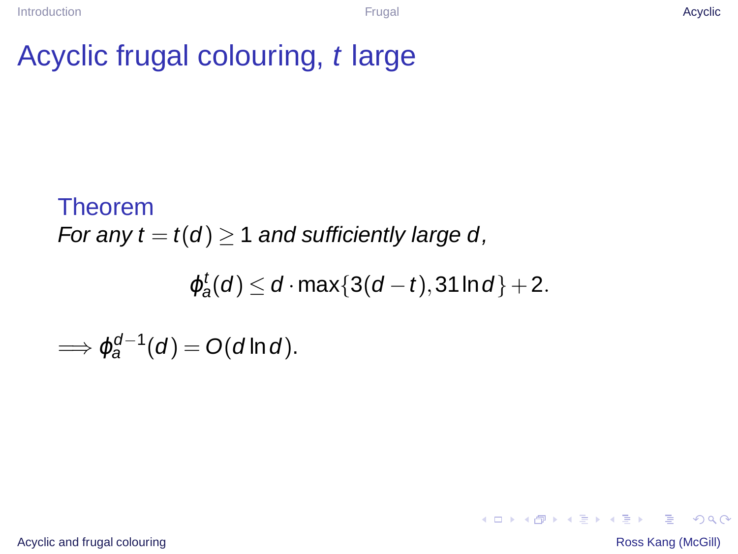# Acyclic frugal colouring, $t$ large

**Theorem**

*For any $t = t(d) \geq 1$ and sufficiently large $d$,*

$$\phi_a^t(d) \leq d \cdot \max\{3(d-t), 31 \ln d\} + 2.$$

$\Longrightarrow \phi_a^{d-1}(d) = O(d \ln d)$.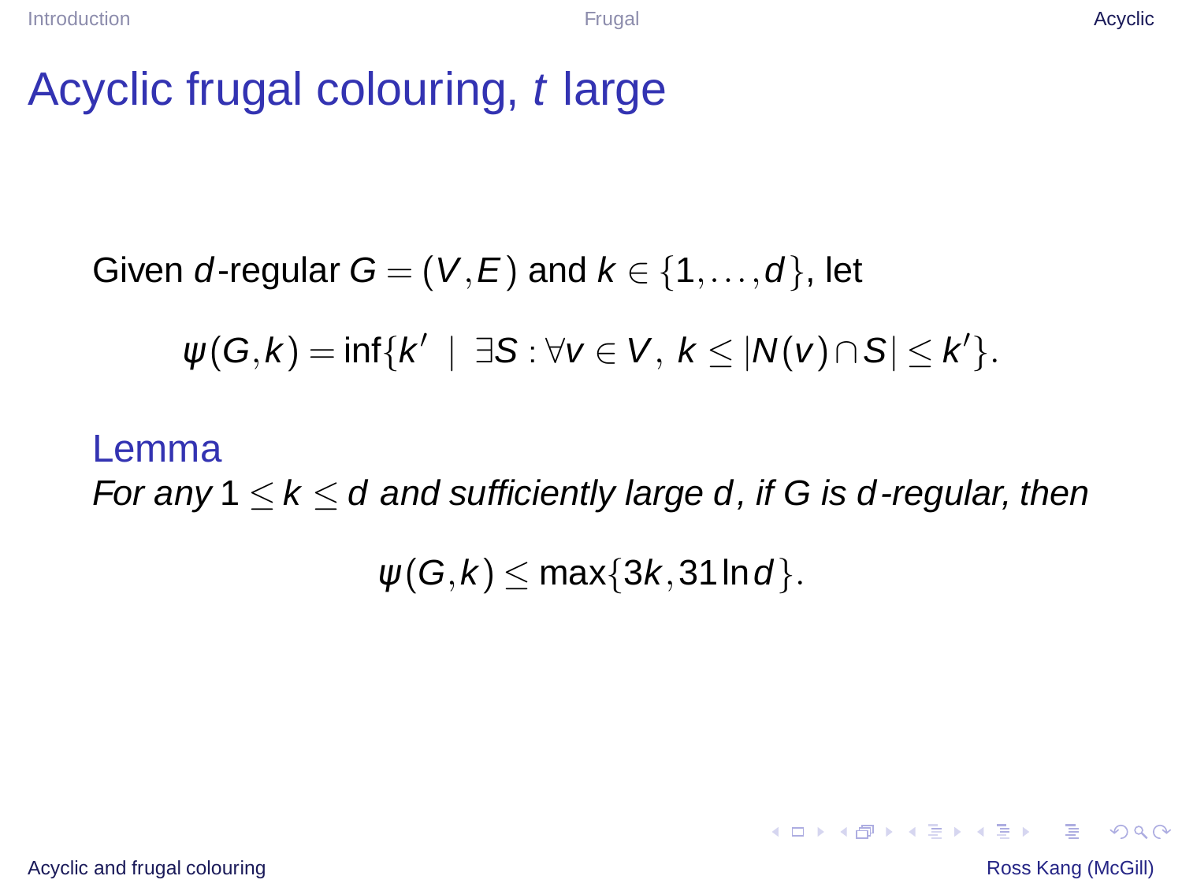# Acyclic frugal colouring, $t$ large

Given $d$-regular $G = (V, E)$ and $k \in \{1, \ldots, d\}$, let

$$\psi(G, k) = \inf\{k' \mid \exists S : \forall v \in V,\ k \leq |N(v) \cap S| \leq k'\}.$$

## Lemma

*For any $1 \leq k \leq d$ and sufficiently large $d$, if $G$ is $d$-regular, then*

$$\psi(G, k) \leq \max\{3k, 31 \ln d\}.$$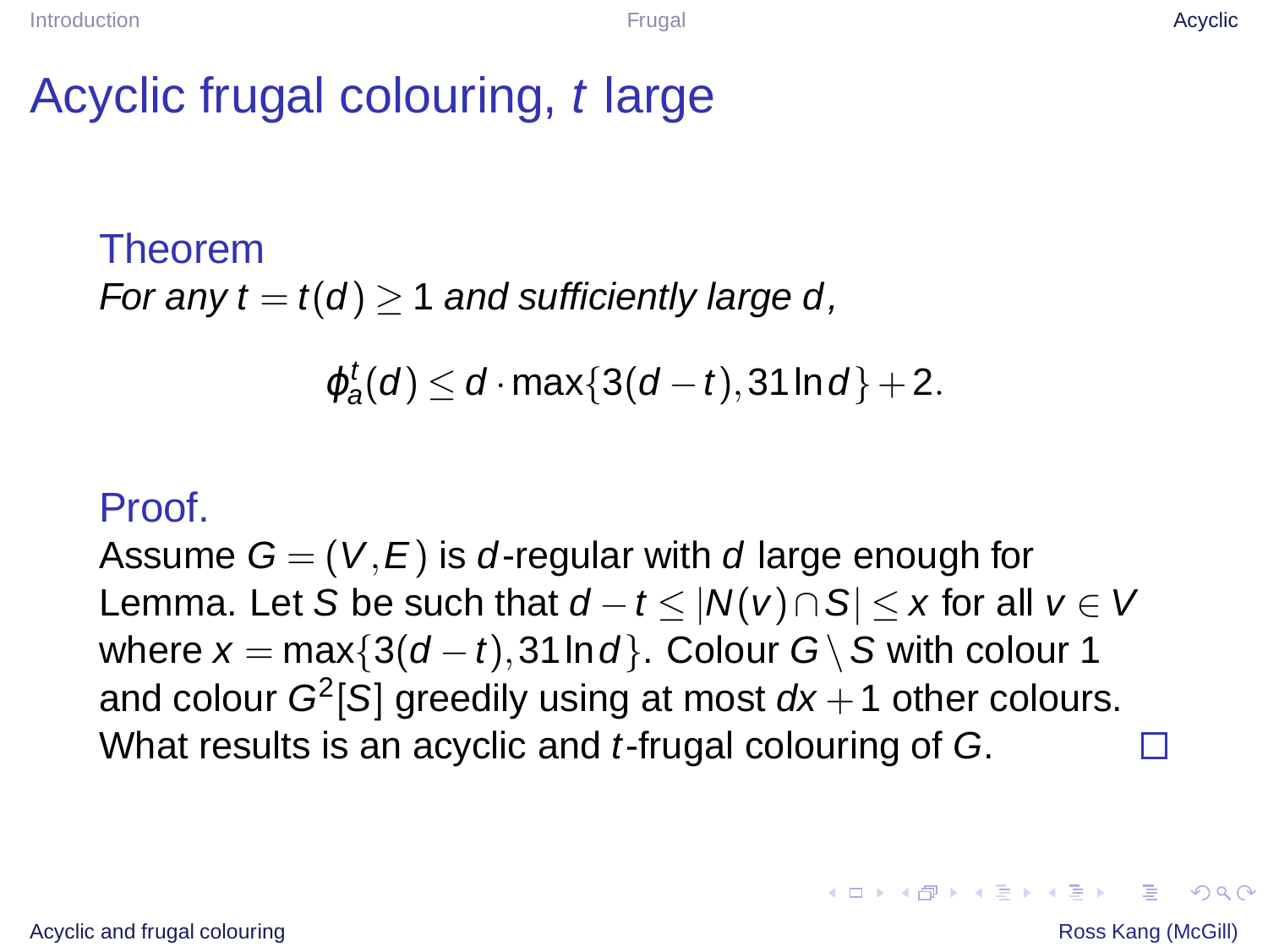# Acyclic frugal colouring, $t$ large

**Theorem**

*For any $t = t(d) \geq 1$ and sufficiently large $d$,*

$$\phi_a^t(d) \leq d \cdot \max\{3(d-t), 31\ln d\} + 2.$$

**Proof.**

Assume $G = (V, E)$ is $d$-regular with $d$ large enough for Lemma. Let $S$ be such that $d - t \leq |N(v) \cap S| \leq x$ for all $v \in V$ where $x = \max\{3(d-t), 31\ln d\}$. Colour $G \setminus S$ with colour 1 and colour $G^2[S]$ greedily using at most $dx + 1$ other colours. What results is an acyclic and $t$-frugal colouring of $G$. □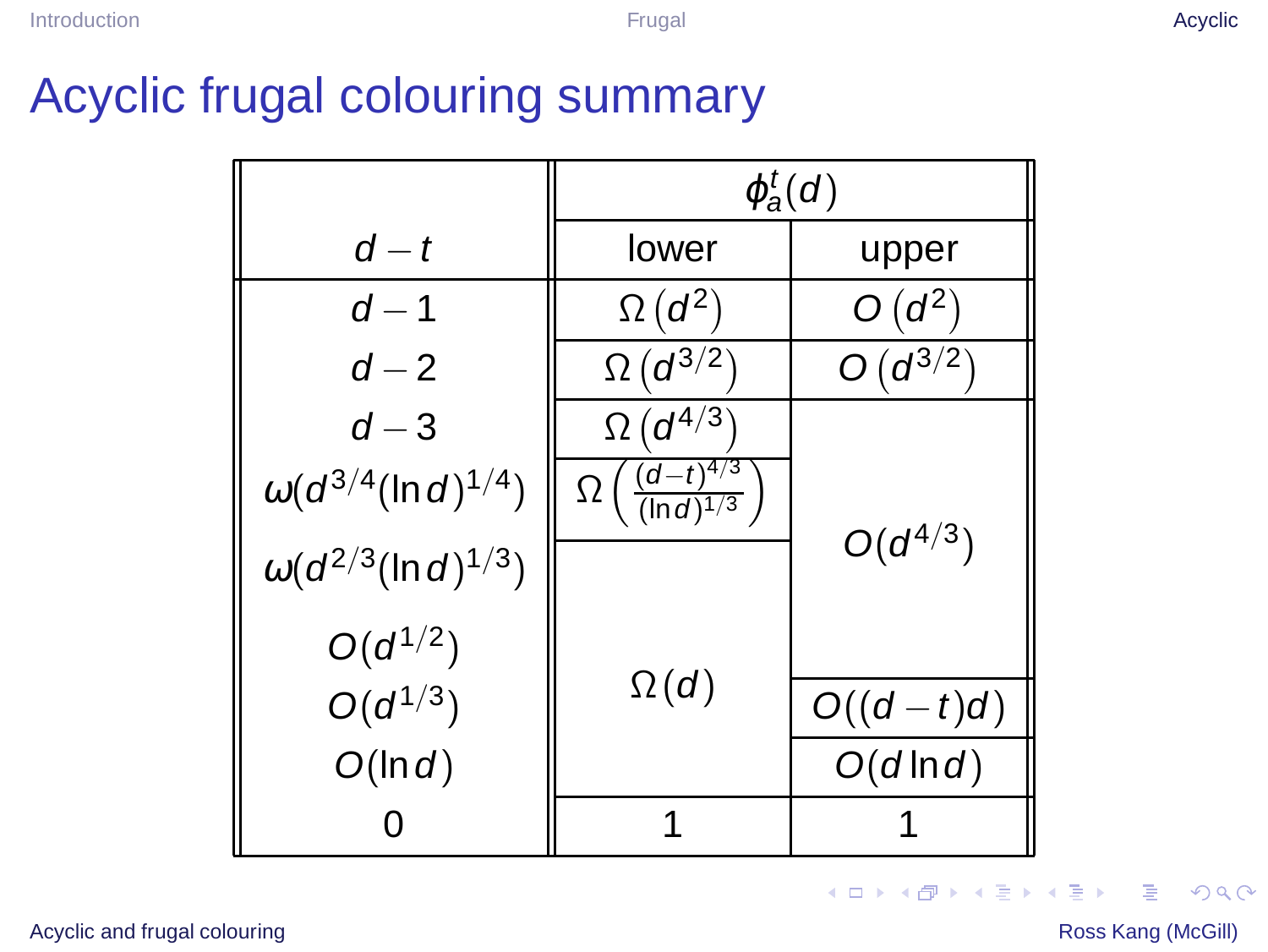# Acyclic frugal colouring summary

| $d - t$ | $\phi_a^t(d)$ lower | $\phi_a^t(d)$ upper |
|---|---|---|
| $d-1$ | $\Omega\left(d^2\right)$ | $O\left(d^2\right)$ |
| $d-2$ | $\Omega\left(d^{3/2}\right)$ | $O\left(d^{3/2}\right)$ |
| $d-3$ | $\Omega\left(d^{4/3}\right)$ | $O(d^{4/3})$ |
| $\omega(d^{3/4}(\ln d)^{1/4})$ | $\Omega\left(\frac{(d-t)^{4/3}}{(\ln d)^{1/3}}\right)$ | $O(d^{4/3})$ |
| $\omega(d^{2/3}(\ln d)^{1/3})$ | $\Omega(d)$ | $O(d^{4/3})$ |
| $O(d^{1/2})$ | $\Omega(d)$ | $O(d^{4/3})$ |
| $O(d^{1/3})$ | $\Omega(d)$ | $O((d-t)d)$ |
| $O(\ln d)$ | $\Omega(d)$ | $O(d \ln d)$ |
| $0$ | $1$ | $1$ |